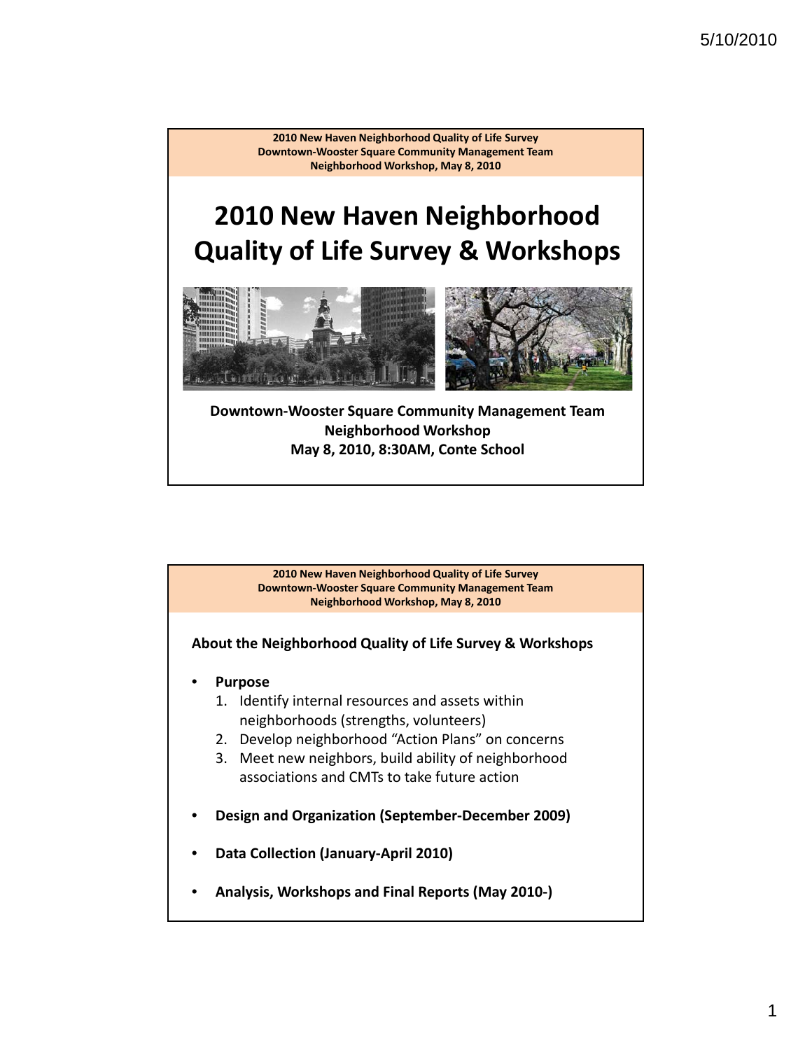2010 New Haven Neighborhood Quality of Life Survey
Downtown-Wooster Square Community Management Team
Neighborhood Workshop, May 8, 2010

# 2010 New Haven Neighborhood Quality of Life Survey & Workshops

**Downtown-Wooster Square Community Management Team**
**Neighborhood Workshop**
**May 8, 2010, 8:30AM, Conte School**

---

2010 New Haven Neighborhood Quality of Life Survey
Downtown-Wooster Square Community Management Team
Neighborhood Workshop, May 8, 2010

## About the Neighborhood Quality of Life Survey & Workshops

- **Purpose**
  1. Identify internal resources and assets within neighborhoods (strengths, volunteers)
  2. Develop neighborhood "Action Plans" on concerns
  3. Meet new neighbors, build ability of neighborhood associations and CMTs to take future action
- **Design and Organization (September-December 2009)**
- **Data Collection (January-April 2010)**
- **Analysis, Workshops and Final Reports (May 2010-)**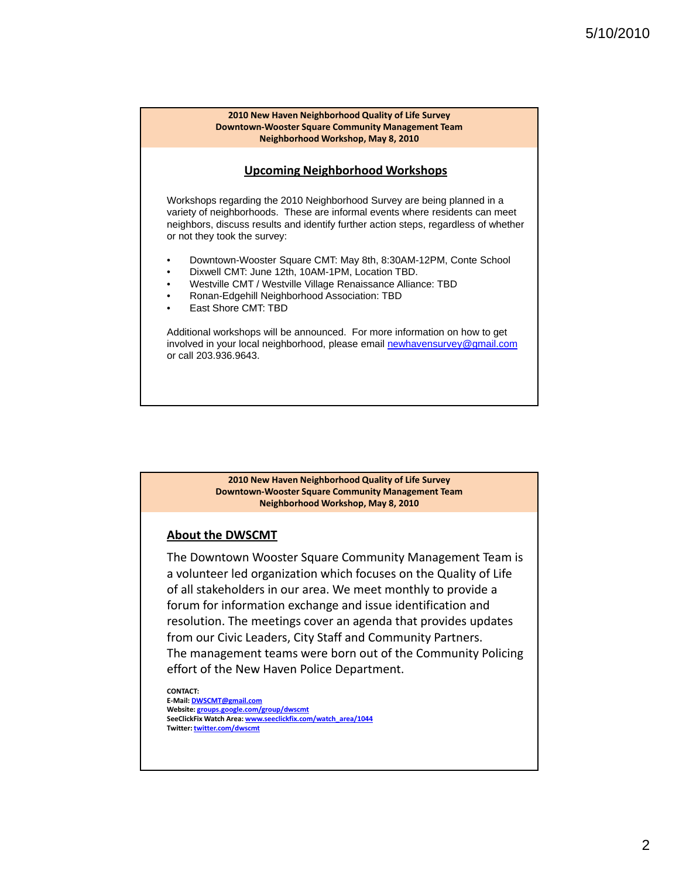**2010 New Haven Neighborhood Quality of Life Survey**
**Downtown-Wooster Square Community Management Team**
**Neighborhood Workshop, May 8, 2010**

## Upcoming Neighborhood Workshops

Workshops regarding the 2010 Neighborhood Survey are being planned in a variety of neighborhoods. These are informal events where residents can meet neighbors, discuss results and identify further action steps, regardless of whether or not they took the survey:

- Downtown-Wooster Square CMT: May 8th, 8:30AM-12PM, Conte School
- Dixwell CMT: June 12th, 10AM-1PM, Location TBD.
- Westville CMT / Westville Village Renaissance Alliance: TBD
- Ronan-Edgehill Neighborhood Association: TBD
- East Shore CMT: TBD

Additional workshops will be announced. For more information on how to get involved in your local neighborhood, please email newhavensurvey@gmail.com or call 203.936.9643.

**2010 New Haven Neighborhood Quality of Life Survey**
**Downtown-Wooster Square Community Management Team**
**Neighborhood Workshop, May 8, 2010**

## About the DWSCMT

The Downtown Wooster Square Community Management Team is a volunteer led organization which focuses on the Quality of Life of all stakeholders in our area. We meet monthly to provide a forum for information exchange and issue identification and resolution. The meetings cover an agenda that provides updates from our Civic Leaders, City Staff and Community Partners. The management teams were born out of the Community Policing effort of the New Haven Police Department.

**CONTACT:**
**E-Mail:** DWSCMT@gmail.com
**Website:** groups.google.com/group/dwscmt
**SeeClickFix Watch Area:** www.seeclickfix.com/watch_area/1044
**Twitter:** twitter.com/dwscmt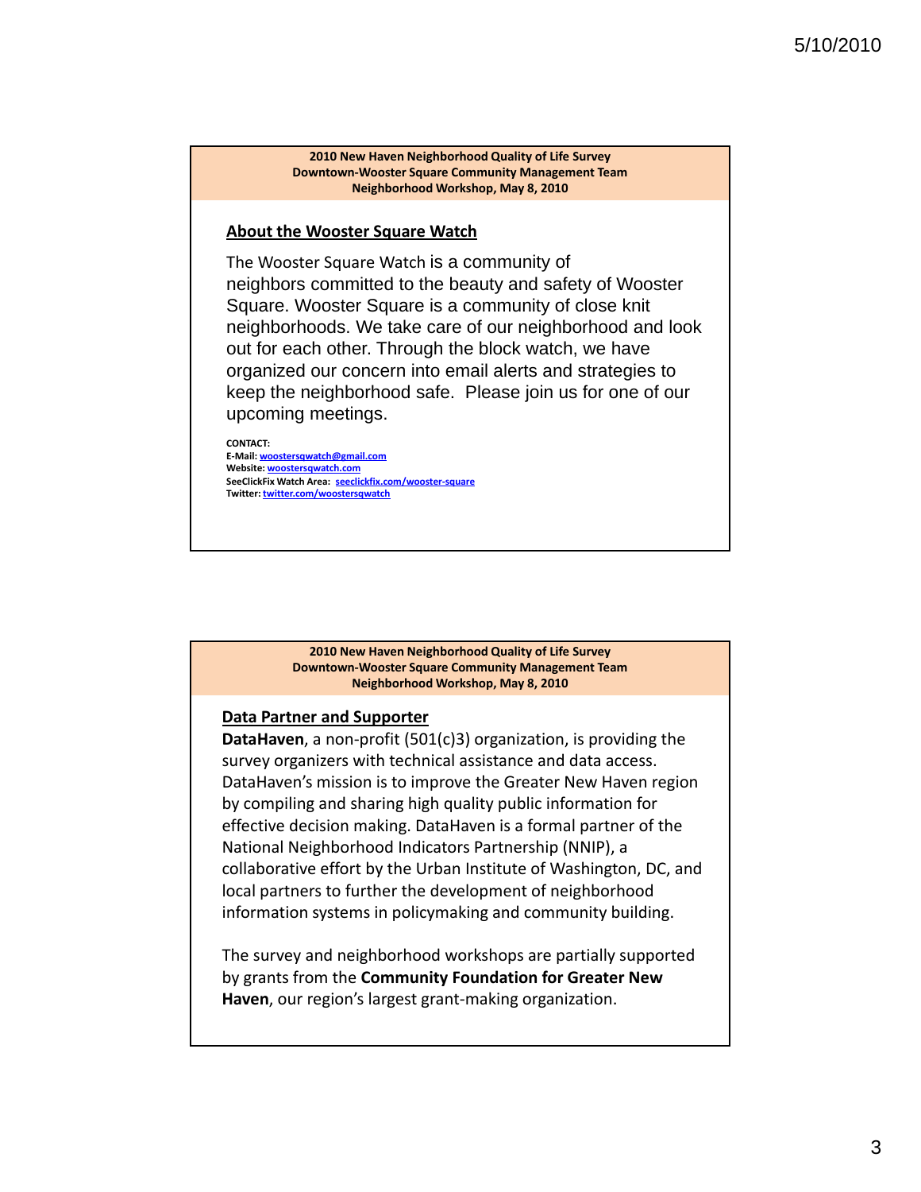**2010 New Haven Neighborhood Quality of Life Survey**
**Downtown-Wooster Square Community Management Team**
**Neighborhood Workshop, May 8, 2010**

## About the Wooster Square Watch

The Wooster Square Watch is a community of neighbors committed to the beauty and safety of Wooster Square. Wooster Square is a community of close knit neighborhoods. We take care of our neighborhood and look out for each other. Through the block watch, we have organized our concern into email alerts and strategies to keep the neighborhood safe. Please join us for one of our upcoming meetings.

**CONTACT:**
**E-Mail:** woostersqwatch@gmail.com
**Website:** woostersqwatch.com
**SeeClickFix Watch Area:** seeclickfix.com/wooster-square
**Twitter:** twitter.com/woostersqwatch

**2010 New Haven Neighborhood Quality of Life Survey**
**Downtown-Wooster Square Community Management Team**
**Neighborhood Workshop, May 8, 2010**

## Data Partner and Supporter

**DataHaven**, a non-profit (501(c)3) organization, is providing the survey organizers with technical assistance and data access. DataHaven's mission is to improve the Greater New Haven region by compiling and sharing high quality public information for effective decision making. DataHaven is a formal partner of the National Neighborhood Indicators Partnership (NNIP), a collaborative effort by the Urban Institute of Washington, DC, and local partners to further the development of neighborhood information systems in policymaking and community building.

The survey and neighborhood workshops are partially supported by grants from the **Community Foundation for Greater New Haven**, our region's largest grant-making organization.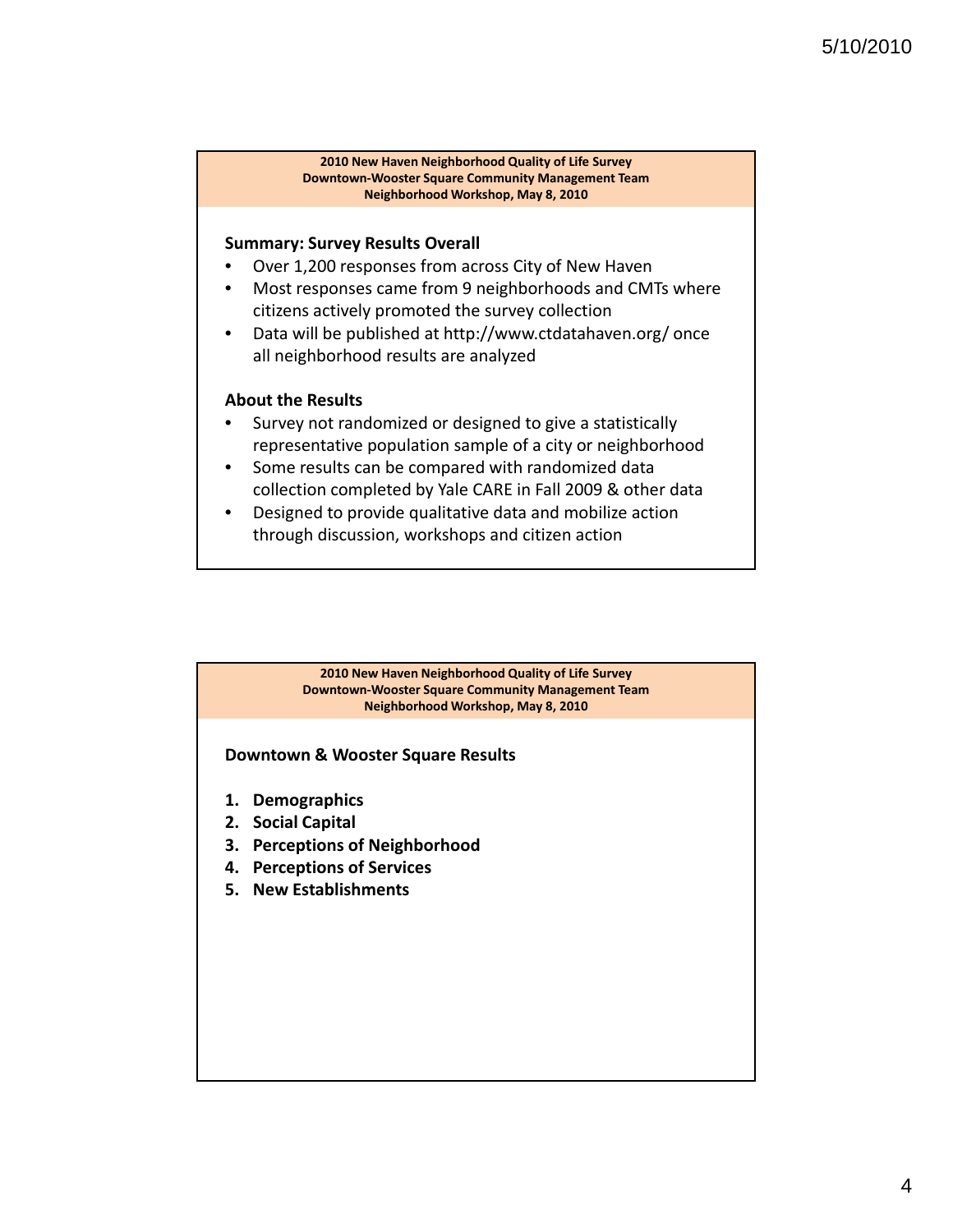2010 New Haven Neighborhood Quality of Life Survey
Downtown-Wooster Square Community Management Team
Neighborhood Workshop, May 8, 2010

**Summary: Survey Results Overall**

- Over 1,200 responses from across City of New Haven
- Most responses came from 9 neighborhoods and CMTs where citizens actively promoted the survey collection
- Data will be published at http://www.ctdatahaven.org/ once all neighborhood results are analyzed

**About the Results**

- Survey not randomized or designed to give a statistically representative population sample of a city or neighborhood
- Some results can be compared with randomized data collection completed by Yale CARE in Fall 2009 & other data
- Designed to provide qualitative data and mobilize action through discussion, workshops and citizen action

2010 New Haven Neighborhood Quality of Life Survey
Downtown-Wooster Square Community Management Team
Neighborhood Workshop, May 8, 2010

**Downtown & Wooster Square Results**

1. **Demographics**
2. **Social Capital**
3. **Perceptions of Neighborhood**
4. **Perceptions of Services**
5. **New Establishments**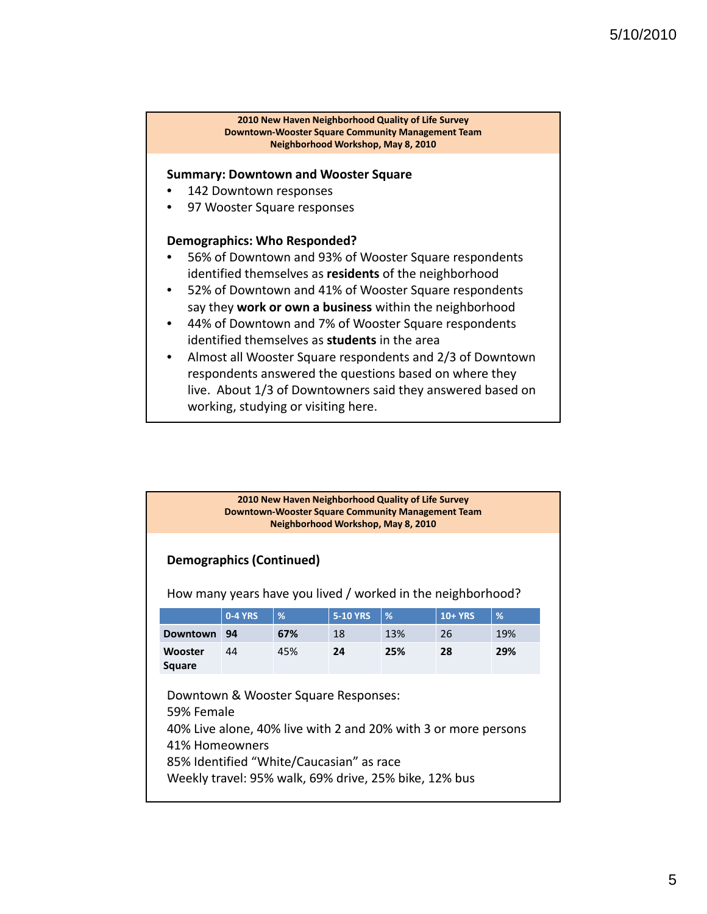**2010 New Haven Neighborhood Quality of Life Survey**
**Downtown-Wooster Square Community Management Team**
**Neighborhood Workshop, May 8, 2010**

## Summary: Downtown and Wooster Square

- 142 Downtown responses
- 97 Wooster Square responses

## Demographics: Who Responded?

- 56% of Downtown and 93% of Wooster Square respondents identified themselves as **residents** of the neighborhood
- 52% of Downtown and 41% of Wooster Square respondents say they **work or own a business** within the neighborhood
- 44% of Downtown and 7% of Wooster Square respondents identified themselves as **students** in the area
- Almost all Wooster Square respondents and 2/3 of Downtown respondents answered the questions based on where they live. About 1/3 of Downtowners said they answered based on working, studying or visiting here.

**2010 New Haven Neighborhood Quality of Life Survey**
**Downtown-Wooster Square Community Management Team**
**Neighborhood Workshop, May 8, 2010**

## Demographics (Continued)

How many years have you lived / worked in the neighborhood?

| | 0-4 YRS | % | 5-10 YRS | % | 10+ YRS | % |
|---|---|---|---|---|---|---|
| **Downtown** | **94** | **67%** | 18 | 13% | 26 | 19% |
| **Wooster Square** | 44 | 45% | **24** | **25%** | **28** | **29%** |

Downtown & Wooster Square Responses:
59% Female
40% Live alone, 40% live with 2 and 20% with 3 or more persons
41% Homeowners
85% Identified "White/Caucasian" as race
Weekly travel: 95% walk, 69% drive, 25% bike, 12% bus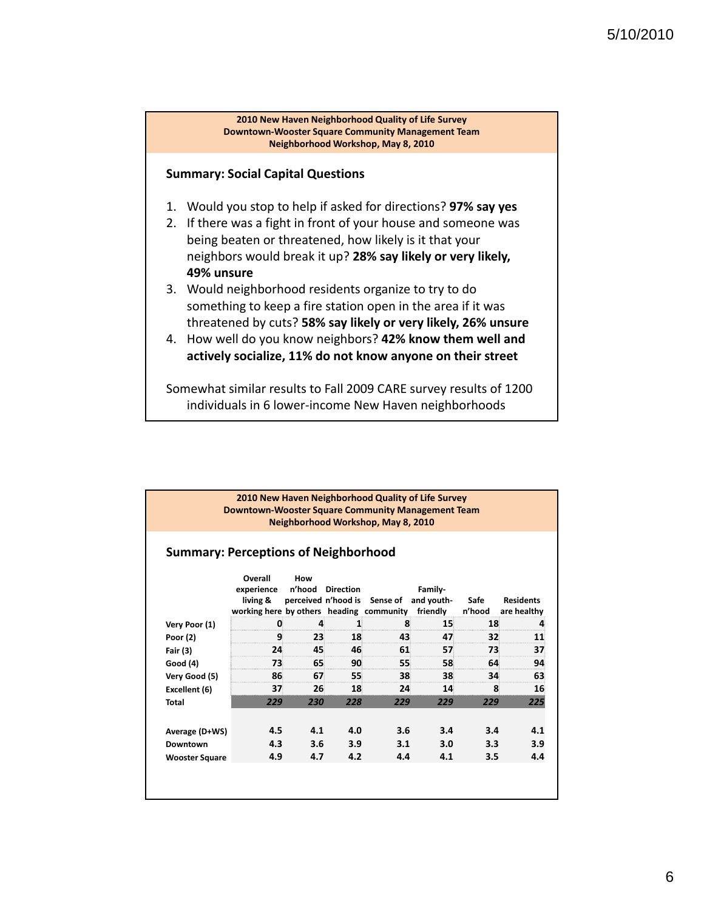**2010 New Haven Neighborhood Quality of Life Survey**
**Downtown-Wooster Square Community Management Team**
**Neighborhood Workshop, May 8, 2010**

### Summary: Social Capital Questions

1. Would you stop to help if asked for directions? **97% say yes**
2. If there was a fight in front of your house and someone was being beaten or threatened, how likely is it that your neighbors would break it up? **28% say likely or very likely, 49% unsure**
3. Would neighborhood residents organize to try to do something to keep a fire station open in the area if it was threatened by cuts? **58% say likely or very likely, 26% unsure**
4. How well do you know neighbors? **42% know them well and actively socialize, 11% do not know anyone on their street**

Somewhat similar results to Fall 2009 CARE survey results of 1200 individuals in 6 lower-income New Haven neighborhoods

**2010 New Haven Neighborhood Quality of Life Survey**
**Downtown-Wooster Square Community Management Team**
**Neighborhood Workshop, May 8, 2010**

### Summary: Perceptions of Neighborhood

| | Overall experience living & working here | How n'hood perceived by others | Direction n'hood is heading | Sense of community | Family- and youth-friendly | Safe n'hood | Residents are healthy |
|---|---|---|---|---|---|---|---|
| **Very Poor (1)** | 0 | 4 | 1 | 8 | 15 | 18 | 4 |
| **Poor (2)** | 9 | 23 | 18 | 43 | 47 | 32 | 11 |
| **Fair (3)** | 24 | 45 | 46 | 61 | 57 | 73 | 37 |
| **Good (4)** | 73 | 65 | 90 | 55 | 58 | 64 | 94 |
| **Very Good (5)** | 86 | 67 | 55 | 38 | 38 | 34 | 63 |
| **Excellent (6)** | 37 | 26 | 18 | 24 | 14 | 8 | 16 |
| **Total** | *229* | *230* | *228* | *229* | *229* | *229* | *225* |
| | | | | | | | |
| **Average (D+WS)** | 4.5 | 4.1 | 4.0 | 3.6 | 3.4 | 3.4 | 4.1 |
| **Downtown** | 4.3 | 3.6 | 3.9 | 3.1 | 3.0 | 3.3 | 3.9 |
| **Wooster Square** | 4.9 | 4.7 | 4.2 | 4.4 | 4.1 | 3.5 | 4.4 |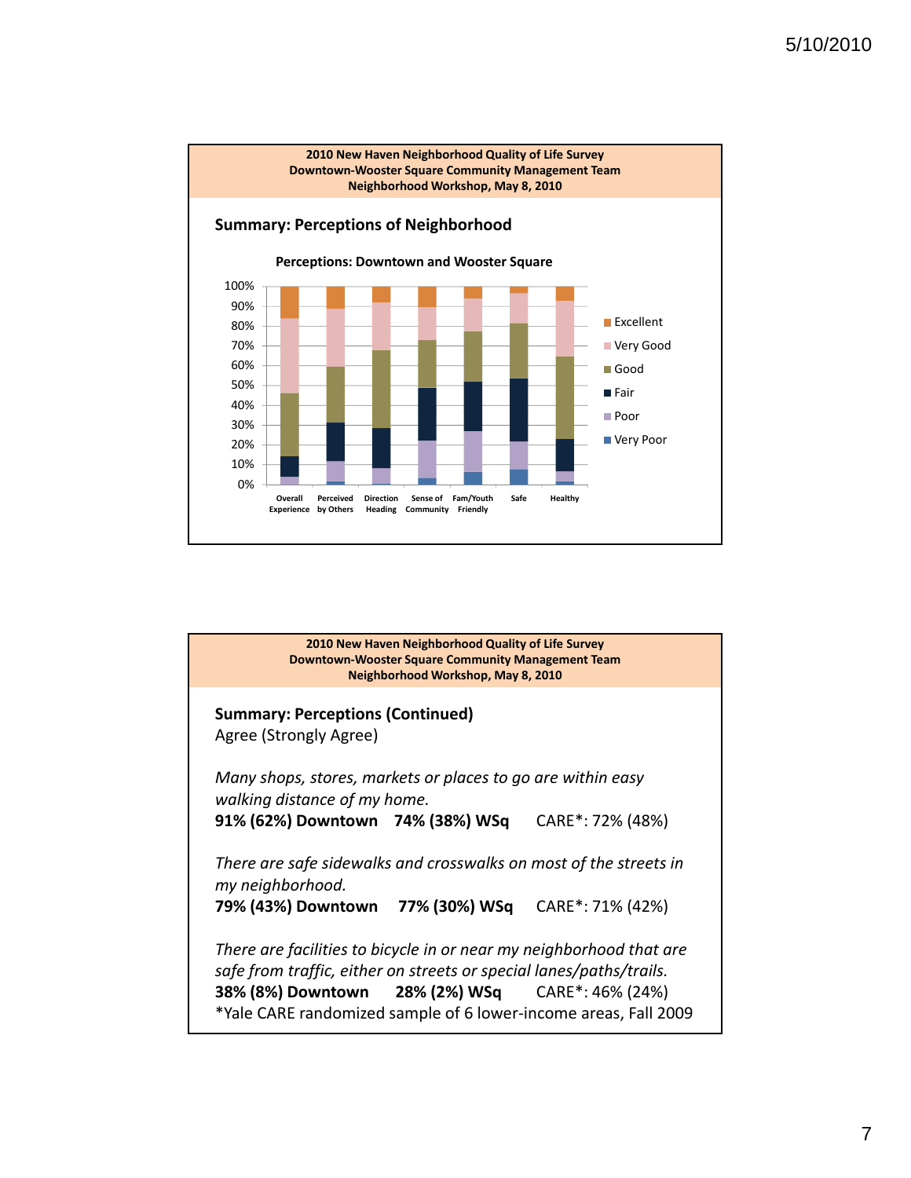**2010 New Haven Neighborhood Quality of Life Survey**
**Downtown-Wooster Square Community Management Team**
**Neighborhood Workshop, May 8, 2010**

## Summary: Perceptions of Neighborhood

**Perceptions: Downtown and Wooster Square**

100%
90%
80%
70%
60%
50%
40%
30%
20%
10%
0%

Overall Experience | Perceived by Others | Direction Heading | Sense of Community | Fam/Youth Friendly | Safe | Healthy

- Excellent
- Very Good
- Good
- Fair
- Poor
- Very Poor

---

**2010 New Haven Neighborhood Quality of Life Survey**
**Downtown-Wooster Square Community Management Team**
**Neighborhood Workshop, May 8, 2010**

## Summary: Perceptions (Continued)

Agree (Strongly Agree)

*Many shops, stores, markets or places to go are within easy walking distance of my home.*
**91% (62%) Downtown 74% (38%) WSq** CARE*: 72% (48%)

*There are safe sidewalks and crosswalks on most of the streets in my neighborhood.*
**79% (43%) Downtown 77% (30%) WSq** CARE*: 71% (42%)

*There are facilities to bicycle in or near my neighborhood that are safe from traffic, either on streets or special lanes/paths/trails.*
**38% (8%) Downtown 28% (2%) WSq** CARE*: 46% (24%)

*Yale CARE randomized sample of 6 lower-income areas, Fall 2009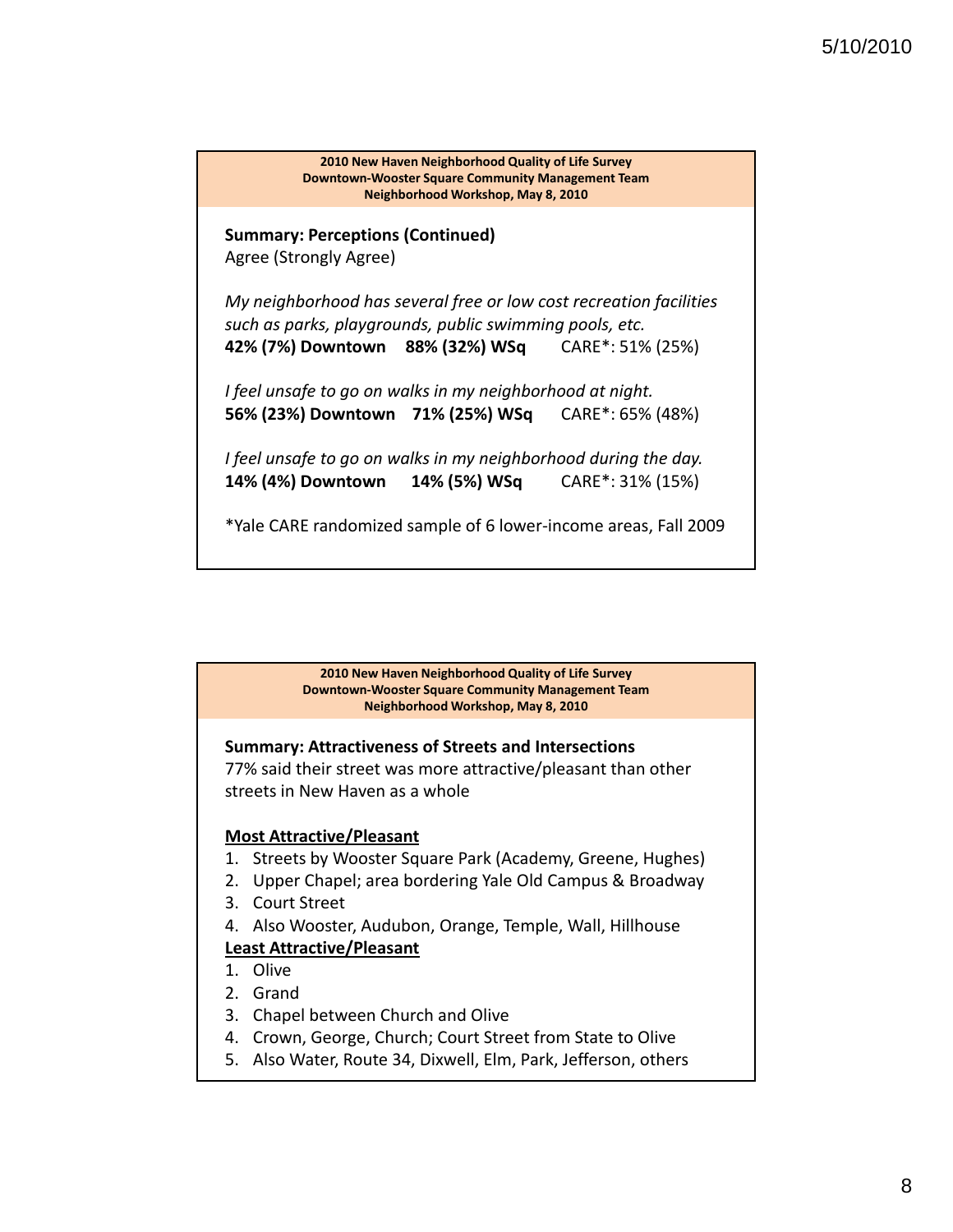**2010 New Haven Neighborhood Quality of Life Survey**
**Downtown-Wooster Square Community Management Team**
**Neighborhood Workshop, May 8, 2010**

**Summary: Perceptions (Continued)**
Agree (Strongly Agree)

*My neighborhood has several free or low cost recreation facilities such as parks, playgrounds, public swimming pools, etc.*
**42% (7%) Downtown 88% (32%) WSq** CARE*: 51% (25%)

*I feel unsafe to go on walks in my neighborhood at night.*
**56% (23%) Downtown 71% (25%) WSq** CARE*: 65% (48%)

*I feel unsafe to go on walks in my neighborhood during the day.*
**14% (4%) Downtown 14% (5%) WSq** CARE*: 31% (15%)

*Yale CARE randomized sample of 6 lower-income areas, Fall 2009

---

**2010 New Haven Neighborhood Quality of Life Survey**
**Downtown-Wooster Square Community Management Team**
**Neighborhood Workshop, May 8, 2010**

**Summary: Attractiveness of Streets and Intersections**
77% said their street was more attractive/pleasant than other streets in New Haven as a whole

**Most Attractive/Pleasant**

1. Streets by Wooster Square Park (Academy, Greene, Hughes)
2. Upper Chapel; area bordering Yale Old Campus & Broadway
3. Court Street
4. Also Wooster, Audubon, Orange, Temple, Wall, Hillhouse

**Least Attractive/Pleasant**

1. Olive
2. Grand
3. Chapel between Church and Olive
4. Crown, George, Church; Court Street from State to Olive
5. Also Water, Route 34, Dixwell, Elm, Park, Jefferson, others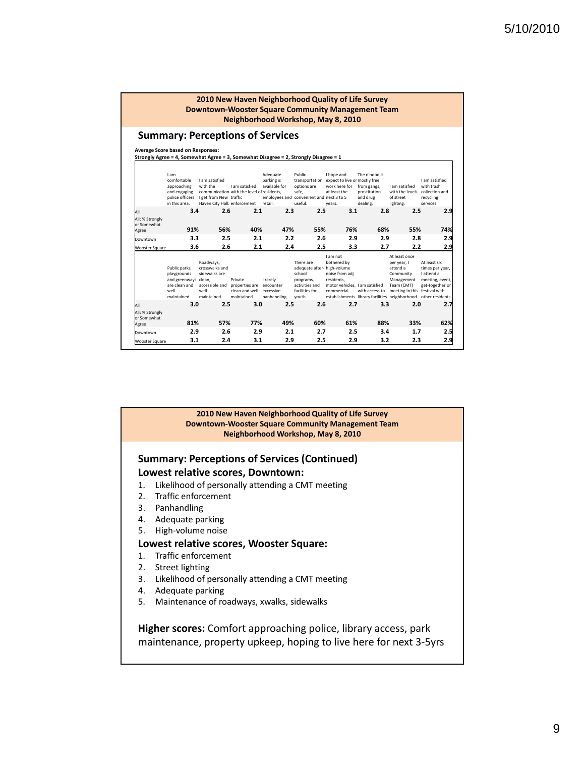## 2010 New Haven Neighborhood Quality of Life Survey
## Downtown-Wooster Square Community Management Team
## Neighborhood Workshop, May 8, 2010

### Summary: Perceptions of Services

**Average Score based on Responses:**
**Strongly Agree = 4, Somewhat Agree = 3, Somewhat Disagree = 2, Strongly Disagree = 1**

| | I am comfortable approaching and engaging police officers in this area. | I am satisfied with the communication I get from New Haven City Hall. | I am satisfied with the level of traffic enforcement | Adequate parking is available for residents, employees and retail. | Public transportation options are safe, convenient and useful. | I hope and expect to live or work here for at least the next 3 to 5 years. | The n'hood is mostly free from gangs, prostitution and drug dealing. | I am satisfied with the levels of street lighting. | I am satisfied with trash collection and recycling services. |
|---|---|---|---|---|---|---|---|---|---|
| All | 3.4 | 2.6 | 2.1 | 2.3 | 2.5 | 3.1 | 2.8 | 2.5 | 2.9 |
| All: % Strongly or Somewhat Agree | 91% | 56% | 40% | 47% | 55% | 76% | 68% | 55% | 74% |
| Downtown | 3.3 | 2.5 | 2.1 | 2.2 | 2.6 | 2.9 | 2.9 | 2.8 | 2.9 |
| Wooster Square | 3.6 | 2.6 | 2.1 | 2.4 | 2.5 | 3.3 | 2.7 | 2.2 | 2.9 |

| | Public parks, playgrounds and greenways are clean and well-maintained. | Roadways, crosswalks and sidewalks are clean, accessible and well-maintained | Private properties are clean and well-maintained. | I rarely encounter excessive panhandling. | There are adequate after-school programs, activities and facilities for youth. | I am not bothered by high-volume noise from adj residents, motor vehicles, commercial establishments. | I am satisfied with access to library facilities. | At least once per year, I attend a Community Management Team (CMT) meeting in this neighborhood. | At least six times per year, I attend a meeting, event, get-together or festival with other residents. |
|---|---|---|---|---|---|---|---|---|---|
| All | 3.0 | 2.5 | 3.0 | 2.5 | 2.6 | 2.7 | 3.3 | 2.0 | 2.7 |
| All: % Strongly or Somewhat Agree | 81% | 57% | 77% | 49% | 60% | 61% | 88% | 33% | 62% |
| Downtown | 2.9 | 2.6 | 2.9 | 2.1 | 2.7 | 2.5 | 3.4 | 1.7 | 2.5 |
| Wooster Square | 3.1 | 2.4 | 3.1 | 2.9 | 2.5 | 2.9 | 3.2 | 2.3 | 2.9 |

## 2010 New Haven Neighborhood Quality of Life Survey
## Downtown-Wooster Square Community Management Team
## Neighborhood Workshop, May 8, 2010

### Summary: Perceptions of Services (Continued)

**Lowest relative scores, Downtown:**

1. Likelihood of personally attending a CMT meeting
2. Traffic enforcement
3. Panhandling
4. Adequate parking
5. High-volume noise

**Lowest relative scores, Wooster Square:**

1. Traffic enforcement
2. Street lighting
3. Likelihood of personally attending a CMT meeting
4. Adequate parking
5. Maintenance of roadways, xwalks, sidewalks

**Higher scores:** Comfort approaching police, library access, park maintenance, property upkeep, hoping to live here for next 3-5yrs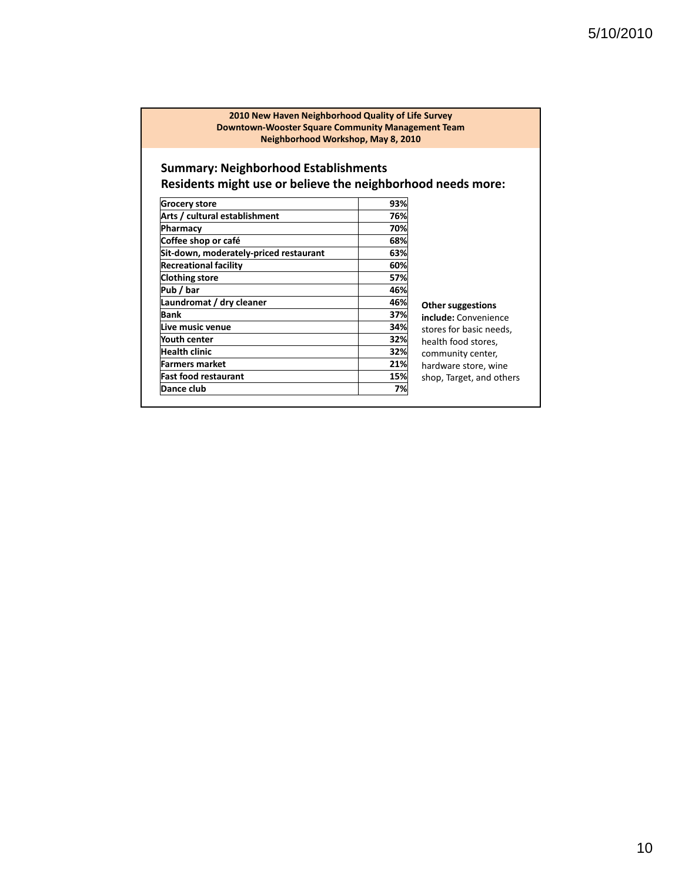**2010 New Haven Neighborhood Quality of Life Survey**
**Downtown-Wooster Square Community Management Team**
**Neighborhood Workshop, May 8, 2010**

## Summary: Neighborhood Establishments
## Residents might use or believe the neighborhood needs more:

| | |
|---|---|
| **Grocery store** | **93%** |
| **Arts / cultural establishment** | **76%** |
| **Pharmacy** | **70%** |
| **Coffee shop or café** | **68%** |
| **Sit-down, moderately-priced restaurant** | **63%** |
| **Recreational facility** | **60%** |
| **Clothing store** | **57%** |
| **Pub / bar** | **46%** |
| **Laundromat / dry cleaner** | **46%** |
| **Bank** | **37%** |
| **Live music venue** | **34%** |
| **Youth center** | **32%** |
| **Health clinic** | **32%** |
| **Farmers market** | **21%** |
| **Fast food restaurant** | **15%** |
| **Dance club** | **7%** |

**Other suggestions include:** Convenience stores for basic needs, health food stores, community center, hardware store, wine shop, Target, and others